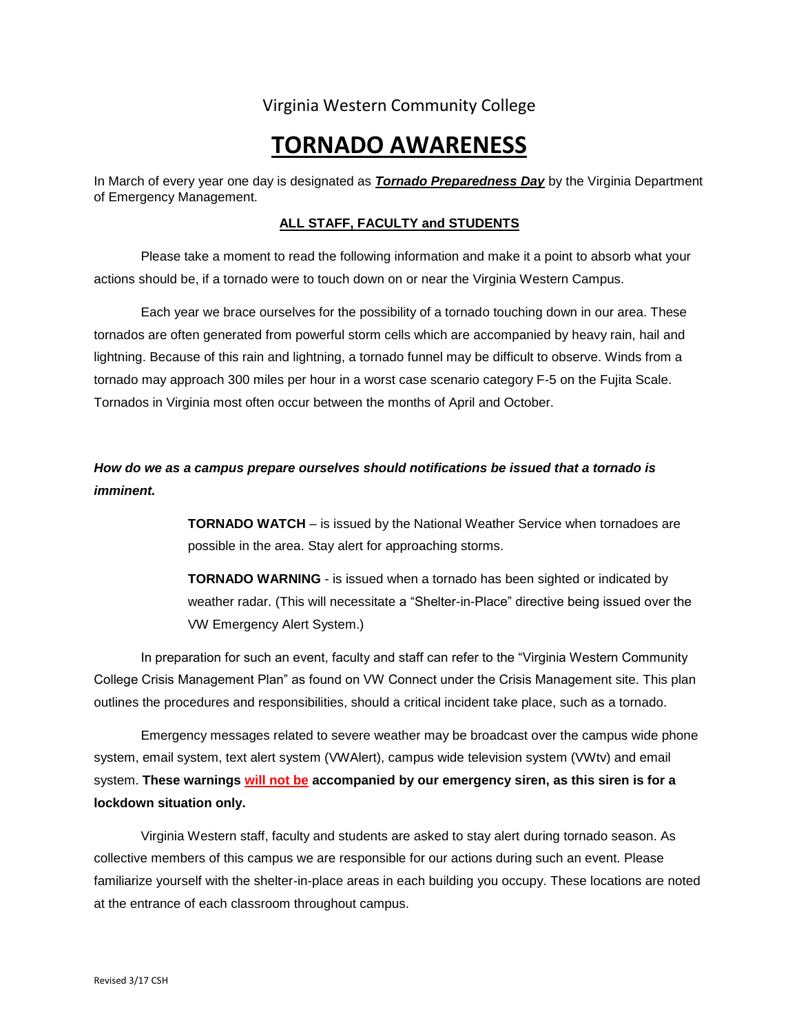Virginia Western Community College

# TORNADO AWARENESS

In March of every year one day is designated as ***Tornado Preparedness Day*** by the Virginia Department of Emergency Management.

**ALL STAFF, FACULTY and STUDENTS**

Please take a moment to read the following information and make it a point to absorb what your actions should be, if a tornado were to touch down on or near the Virginia Western Campus.

Each year we brace ourselves for the possibility of a tornado touching down in our area. These tornados are often generated from powerful storm cells which are accompanied by heavy rain, hail and lightning. Because of this rain and lightning, a tornado funnel may be difficult to observe. Winds from a tornado may approach 300 miles per hour in a worst case scenario category F-5 on the Fujita Scale. Tornados in Virginia most often occur between the months of April and October.

***How do we as a campus prepare ourselves should notifications be issued that a tornado is imminent.***

> **TORNADO WATCH** – is issued by the National Weather Service when tornadoes are possible in the area. Stay alert for approaching storms.
>
> **TORNADO WARNING** - is issued when a tornado has been sighted or indicated by weather radar. (This will necessitate a "Shelter-in-Place" directive being issued over the VW Emergency Alert System.)

In preparation for such an event, faculty and staff can refer to the "Virginia Western Community College Crisis Management Plan" as found on VW Connect under the Crisis Management site. This plan outlines the procedures and responsibilities, should a critical incident take place, such as a tornado.

Emergency messages related to severe weather may be broadcast over the campus wide phone system, email system, text alert system (VWAlert), campus wide television system (VWtv) and email system. **These warnings will not be accompanied by our emergency siren, as this siren is for a lockdown situation only.**

Virginia Western staff, faculty and students are asked to stay alert during tornado season. As collective members of this campus we are responsible for our actions during such an event. Please familiarize yourself with the shelter-in-place areas in each building you occupy. These locations are noted at the entrance of each classroom throughout campus.

Revised 3/17 CSH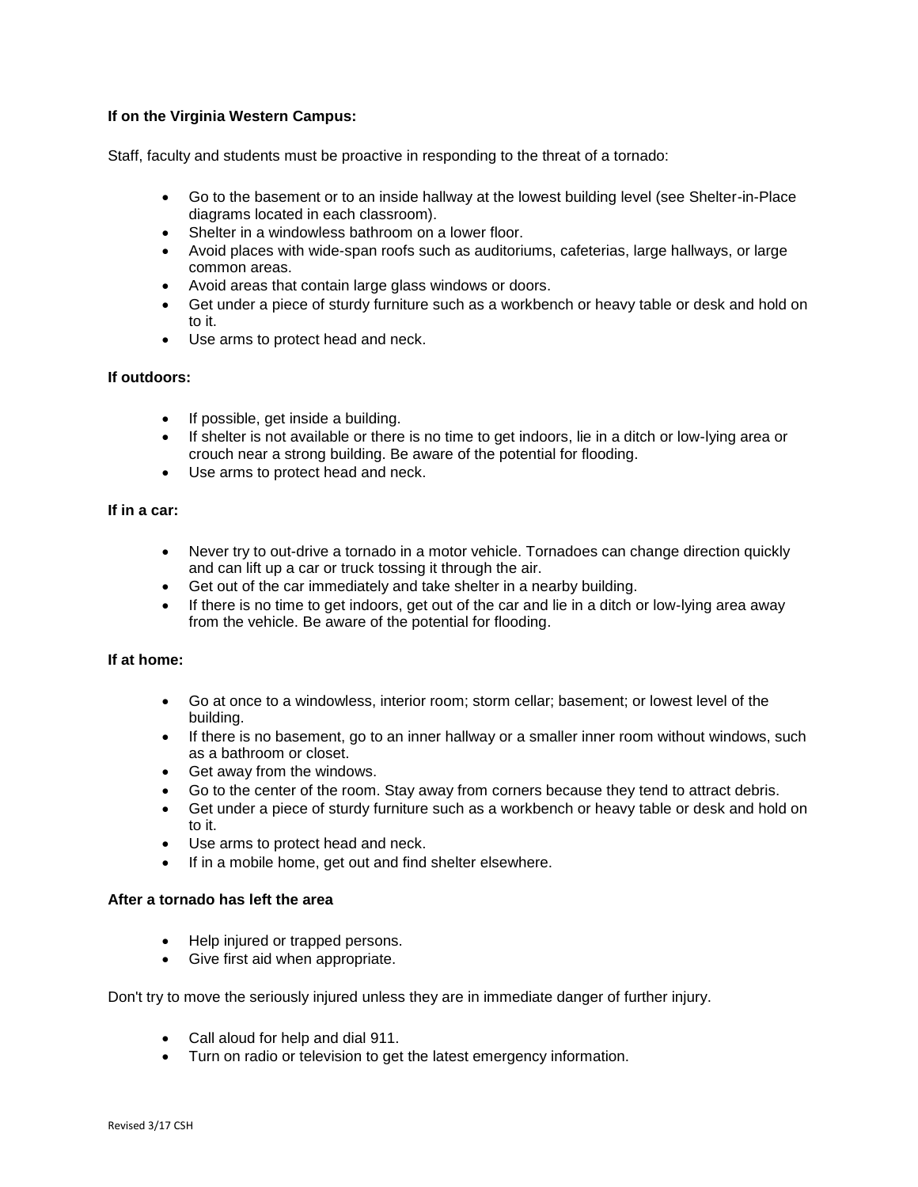**If on the Virginia Western Campus:**

Staff, faculty and students must be proactive in responding to the threat of a tornado:

- Go to the basement or to an inside hallway at the lowest building level (see Shelter-in-Place diagrams located in each classroom).
- Shelter in a windowless bathroom on a lower floor.
- Avoid places with wide-span roofs such as auditoriums, cafeterias, large hallways, or large common areas.
- Avoid areas that contain large glass windows or doors.
- Get under a piece of sturdy furniture such as a workbench or heavy table or desk and hold on to it.
- Use arms to protect head and neck.

**If outdoors:**

- If possible, get inside a building.
- If shelter is not available or there is no time to get indoors, lie in a ditch or low-lying area or crouch near a strong building. Be aware of the potential for flooding.
- Use arms to protect head and neck.

**If in a car:**

- Never try to out-drive a tornado in a motor vehicle. Tornadoes can change direction quickly and can lift up a car or truck tossing it through the air.
- Get out of the car immediately and take shelter in a nearby building.
- If there is no time to get indoors, get out of the car and lie in a ditch or low-lying area away from the vehicle. Be aware of the potential for flooding.

**If at home:**

- Go at once to a windowless, interior room; storm cellar; basement; or lowest level of the building.
- If there is no basement, go to an inner hallway or a smaller inner room without windows, such as a bathroom or closet.
- Get away from the windows.
- Go to the center of the room. Stay away from corners because they tend to attract debris.
- Get under a piece of sturdy furniture such as a workbench or heavy table or desk and hold on to it.
- Use arms to protect head and neck.
- If in a mobile home, get out and find shelter elsewhere.

**After a tornado has left the area**

- Help injured or trapped persons.
- Give first aid when appropriate.

Don't try to move the seriously injured unless they are in immediate danger of further injury.

- Call aloud for help and dial 911.
- Turn on radio or television to get the latest emergency information.

Revised 3/17 CSH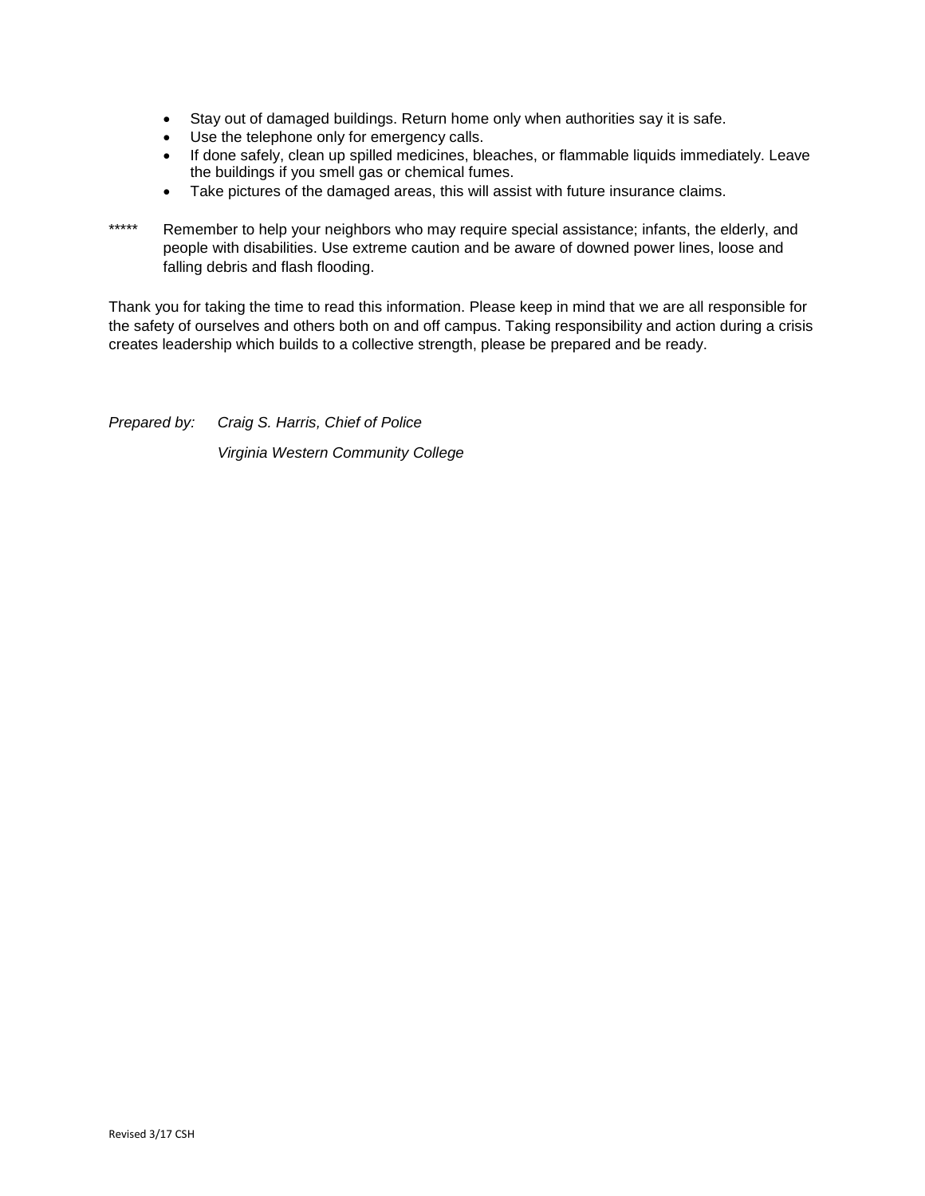- Stay out of damaged buildings. Return home only when authorities say it is safe.
- Use the telephone only for emergency calls.
- If done safely, clean up spilled medicines, bleaches, or flammable liquids immediately. Leave the buildings if you smell gas or chemical fumes.
- Take pictures of the damaged areas, this will assist with future insurance claims.

***** Remember to help your neighbors who may require special assistance; infants, the elderly, and people with disabilities. Use extreme caution and be aware of downed power lines, loose and falling debris and flash flooding.

Thank you for taking the time to read this information. Please keep in mind that we are all responsible for the safety of ourselves and others both on and off campus. Taking responsibility and action during a crisis creates leadership which builds to a collective strength, please be prepared and be ready.

*Prepared by: Craig S. Harris, Chief of Police*

*Virginia Western Community College*

Revised 3/17 CSH